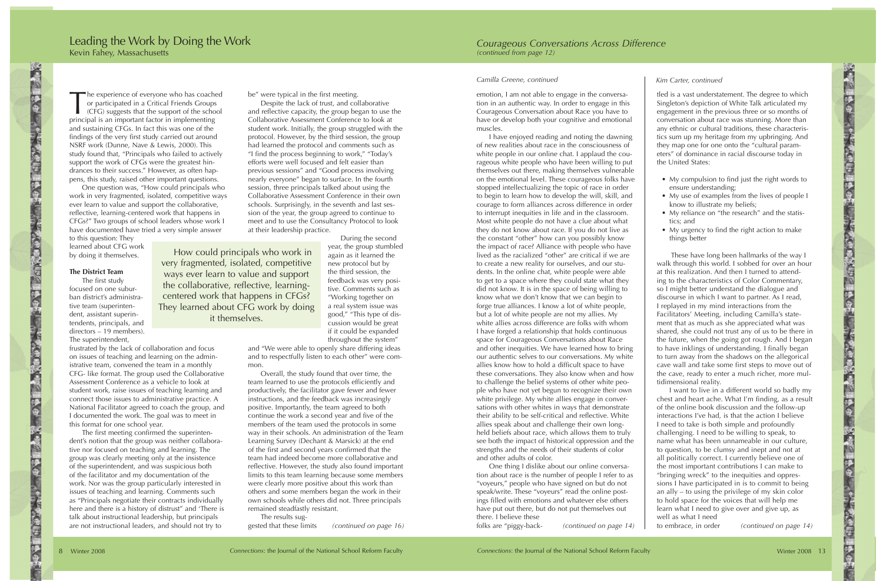# Leading the Work by Doing the Work

Kevin Fahey, Massachusetts

The experience of everyone who has coached or participated in a Critical Friends Groups (CFG) suggests that the support of the school principal is an important factor in implementing and sustaining CFGs. In fact this was one of the findings of the very first study carried out around NSRF work (Dunne, Nave & Lewis, 2000). This study found that, "Principals who failed to actively support the work of CFGs were the greatest hindrances to their success." However, as often happens, this study, raised other important questions.

One question was, "How could principals who work in very fragmented, isolated, competitive ways ever learn to value and support the collaborative, reflective, learning-centered work that happens in CFGs?" Two groups of school leaders whose work I have documented have tried a very simple answer to this question: They learned about CFG work by doing it themselves.

> How could principals who work in very fragmented, isolated, competitive ways ever learn to value and support the collaborative, reflective, learning-centered work that happens in CFGs? They learned about CFG work by doing it themselves.

### The District Team

The first study focused on one suburban district's administrative team (superintendent, assistant superintendents, principals, and directors – 19 members). The superintendent, frustrated by the lack of collaboration and focus on issues of teaching and learning on the administrative team, convened the team in a monthly CFG- like format. The group used the Collaborative Assessment Conference as a vehicle to look at student work, raise issues of teaching learning and connect those issues to administrative practice. A National Facilitator agreed to coach the group, and I documented the work. The goal was to meet in this format for one school year.

The first meeting confirmed the superintendent's notion that the group was neither collaborative nor focused on teaching and learning. The group was clearly meeting only at the insistence of the superintendent, and was suspicious both of the facilitator and my documentation of the work. Nor was the group particularly interested in issues of teaching and learning. Comments such as "Principals negotiate their contracts individually here and there is a history of distrust" and 'There is talk about instructional leadership, but principals are not instructional leaders, and should not try to be" were typical in the first meeting.

Despite the lack of trust, and collaborative and reflective capacity, the group began to use the Collaborative Assessment Conference to look at student work. Initially, the group struggled with the protocol. However, by the third session, the group had learned the protocol and comments such as "I find the process beginning to work," "Today's efforts were well focused and felt easier than previous sessions" and "Good process involving nearly everyone" began to surface. In the fourth session, three principals talked about using the Collaborative Assessment Conference in their own schools. Surprisingly, in the seventh and last session of the year, the group agreed to continue to meet and to use the Consultancy Protocol to look at their leadership practice.

During the second year, the group stumbled again as it learned the new protocol but by the third session, the feedback was very positive. Comments such as "Working together on a real system issue was good," "This type of discussion would be great if it could be expanded throughout the system" and "We were able to openly share differing ideas and to respectfully listen to each other" were common.

Overall, the study found that over time, the team learned to use the protocols efficiently and productively, the facilitator gave fewer and fewer instructions, and the feedback was increasingly positive. Importantly, the team agreed to both continue the work a second year and five of the members of the team used the protocols in some way in their schools. An administration of the Team Learning Survey (Dechant & Marsick) at the end of the first and second years confirmed that the team had indeed become more collaborative and reflective. However, the study also found important limits to this team learning because some members were clearly more positive about this work than others and some members began the work in their own schools while others did not. Three principals remained steadfastly resistant.

The results suggested that these limits *(continued on page 16)*

# Courageous Conversations Across Difference

*(continued from page 12)*

*Camilla Greene, continued*

emotion, I am not able to engage in the conversation in an authentic way. In order to engage in this Courageous Conversation about Race you have to have or develop both your cognitive and emotional muscles.

I have enjoyed reading and noting the dawning of new realities about race in the consciousness of white people in our online chat. I applaud the courageous white people who have been willing to put themselves out there, making themselves vulnerable on the emotional level. These courageous folks have stopped intellectualizing the topic of race in order to begin to learn how to develop the will, skill, and courage to form alliances across difference in order to interrupt inequities in life and in the classroom. Most white people do not have a clue about what they do not know about race. If you do not live as the constant "other" how can you possibly know the impact of race? Alliance with people who have lived as the racialized "other" are critical if we are to create a new reality for ourselves, and our students. In the online chat, white people were able to get to a space where they could state what they did not know. It is in the space of being willing to know what we don't know that we can begin to forge true alliances. I know a lot of white people, but a lot of white people are not my allies. My white allies across difference are folks with whom I have forged a relationship that holds continuous space for Courageous Conversations about Race and other inequities. We have learned how to bring our authentic selves to our conversations. My white allies know how to hold a difficult space to have these conversations. They also know when and how to challenge the belief systems of other white people who have not yet begun to recognize their own white privilege. My white allies engage in conversations with other whites in ways that demonstrate their ability to be self-critical and reflective. White allies speak about and challenge their own long-held beliefs about race, which allows them to truly see both the impact of historical oppression and the strengths and the needs of their students of color and other adults of color.

One thing I dislike about our online conversation about race is the number of people I refer to as "voyeurs," people who have signed on but do not speak/write. These "voyeurs" read the online postings filled with emotions and whatever else others have put out there, but do not put themselves out there. I believe these folks are "piggy-back- *(continued on page 14)*

*Kim Carter, continued*

tled is a vast understatement. The degree to which Singleton's depiction of White Talk articulated my engagement in the previous three or so months of conversation about race was stunning. More than any ethnic or cultural traditions, these characteristics sum up my heritage from my upbringing. And they map one for one onto the "cultural parameters" of dominance in racial discourse today in the United States:

- My compulsion to find just the right words to ensure understanding;
- My use of examples from the lives of people I know to illustrate my beliefs;
- My reliance on "the research" and the statistics; and
- My urgency to find the right action to make things better

These have long been hallmarks of the way I walk through this world. I sobbed for over an hour at this realization. And then I turned to attending to the characteristics of Color Commentary, so I might better understand the dialogue and discourse in which I want to partner. As I read, I replayed in my mind interactions from the Facilitators' Meeting, including Camilla's statement that as much as she appreciated what was shared, she could not trust any of us to be there in the future, when the going got rough. And I began to have inklings of understanding. I finally began to turn away from the shadows on the allegorical cave wall and take some first steps to move out of the cave, ready to enter a much richer, more multidimensional reality.

I want to live in a different world so badly my chest and heart ache. What I'm finding, as a result of the online book discussion and the follow-up interactions I've had, is that the action I believe I need to take is both simple and profoundly challenging. I need to be willing to speak, to name what has been unnameable in our culture, to question, to be clumsy and inept and not at all politically correct. I currently believe one of the most important contributions I can make to "bringing wreck" to the inequities and oppressions I have participated in is to commit to being an ally – to using the privilege of my skin color to hold space for the voices that will help me learn what I need to give over and give up, as well as what I need to embrace, in order *(continued on page 14)*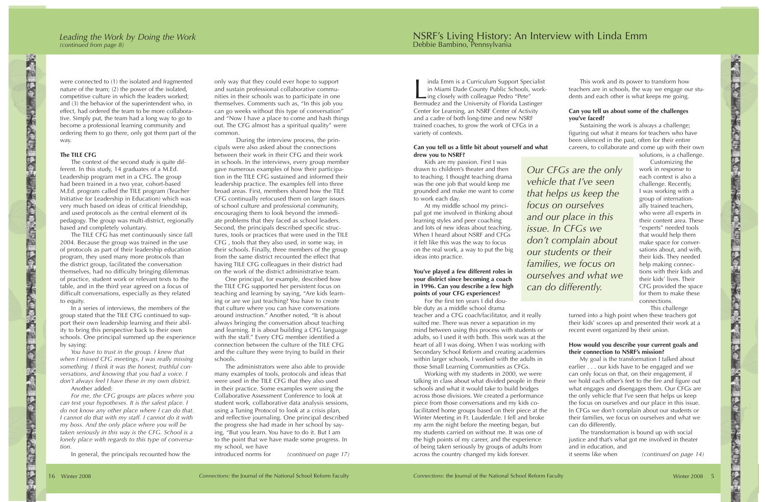## Leading the Work by Doing the Work
*(continued from page 8)*

were connected to (1) the isolated and fragmented nature of the team; (2) the power of the isolated, competitive culture in which the leaders worked; and (3) the behavior of the superintendent who, in effect, had ordered the team to be more collaborative. Simply put, the team had a long way to go to become a professional learning community and ordering them to go there, only got them part of the way.

### The TILE CFG

The context of the second study is quite different. In this study, 14 graduates of a M.Ed. Leadership program met in a CFG. The group had been trained in a two year, cohort-based M.Ed. program called the TILE program (Teacher Initiative for Leadership in Education) which was very much based on ideas of critical friendship, and used protocols as the central element of its pedagogy. The group was multi-district, regionally based and completely voluntary.

The TILE CFG has met continuously since fall 2004. Because the group was trained in the use of protocols as part of their leadership education program, they used many more protocols than the district group, facilitated the conversation themselves, had no difficulty bringing dilemmas of practice, student work or relevant texts to the table, and in the third year agreed on a focus of difficult conversations, especially as they related to equity.

In a series of interviews, the members of the group stated that the TILE CFG continued to support their own leadership learning and their ability to bring this perspective back to their own schools. One principal summed up the experience by saying:

*You have to trust in the group. I knew that when I missed CFG meetings, I was really missing something. I think it was the honest, truthful conversations, and knowing that you had a voice. I don't always feel I have these in my own district.*

Another added:

*For me, the CFG groups are places where you can test your hypotheses. It is the safest place. I do not know any other place where I can do that. I cannot do that with my staff. I cannot do it with my boss. And the only place where you will be taken seriously in this way is the CFG. School is a lonely place with regards to this type of conversation.*

In general, the principals recounted how the only way that they could ever hope to support and sustain professional collaborative communities in their schools was to participate in one themselves. Comments such as, "In this job you can go weeks without this type of conversation" and "Now I have a place to come and hash things out. The CFG almost has a spiritual quality" were common.

During the interview process, the principals were also asked about the connections between their work in their CFG and their work in schools. In the interviews, every group member gave numerous examples of how their participation in the TILE CFG sustained and informed their leadership practice. The examples fell into three broad areas. First, members shared how the TILE CFG continually refocused them on larger issues of school culture and professional community, encouraging them to look beyond the immediate problems that they faced as school leaders. Second, the principals described specific structures, tools or practices that were used in the TILE CFG , tools that they also used, in some way, in their schools. Finally, three members of the group from the same district recounted the effect that having TILE CFG colleagues in their district had on the work of the district administrative team.

One principal, for example, described how the TILE CFG supported her persistent focus on teaching and learning by saying, "Are kids learning or are we just teaching? You have to create that culture where you can have conversations around instruction." Another noted, "It is about always bringing the conversation about teaching and learning. It is about building a CFG language with the staff." Every CFG member identified a connection between the culture of the TILE CFG and the culture they were trying to build in their schools.

The administrators were also able to provide many examples of tools, protocols and ideas that were used in the TILE CFG that they also used in their practice. Some examples were using the Collaborative Assessment Conference to look at student work, collaborative data analysis sessions, using a Tuning Protocol to look at a crisis plan, and reflective journaling. One principal described the progress she had made in her school by saying, "But you learn. You have to do it. But I am to the point that we have made some progress. In my school, we have introduced norms for *(continued on page 17)*

## NSRF's Living History: An Interview with Linda Emm
Debbie Bambino, Pennsylvania

Linda Emm is a Curriculum Support Specialist in Miami Dade County Public Schools, working closely with colleague Pedro "Pete" Bermudez and the University of Florida Lastinger Center for Learning, an NSRF Center of Activity and a cadre of both long-time and new NSRF trained coaches, to grow the work of CFGs in a variety of contexts.

**Can you tell us a little bit about yourself and what drew you to NSRF?**

Kids are my passion. First I was drawn to children's theater and then to teaching. I thought teaching drama was the one job that would keep me grounded and make me want to come to work each day.

At my middle school my principal got me involved in thinking about learning styles and peer coaching and lots of new ideas about teaching. When I heard about NSRF and CFGs it felt like this was the way to focus on the real work, a way to put the big ideas into practice.

**You've played a few different roles in your district since becoming a coach in 1996. Can you describe a few high points of your CFG experiences?**

For the first ten years I did double duty as a middle school drama teacher and a CFG coach/facilitator, and it really suited me. There was never a separation in my mind between using this process with students or adults, so I used it with both. This work was at the heart of all I was doing. When I was working with Secondary School Reform and creating academies within larger schools, I worked with the adults in those Small Learning Communities as CFGs.

Working with my students in 2000, we were talking in class about what divided people in their schools and what it would take to build bridges across those divisions. We created a performance piece from those conversations and my kids cofacilitated home groups based on their piece at the Winter Meeting in Ft. Lauderdale. I fell and broke my arm the night before the meeting began, but my students carried on without me. It was one of the high points of my career, and the experience of being taken seriously by groups of adults from across the country changed my kids forever.

*Our CFGs are the only vehicle that I've seen that helps us keep the focus on ourselves and our place in this issue. In CFGs we don't complain about our students or their families, we focus on ourselves and what we can do differently.*

This work and its power to transform how teachers are in schools, the way we engage our students and each other is what keeps me going.

**Can you tell us about some of the challenges you've faced?**

Sustaining the work is always a challenge; figuring out what it means for teachers who have been silenced in the past, often for their entire careers, to collaborate and come up with their own solutions, is a challenge.

Customizing the work in response to each context is also a challenge. Recently, I was working with a group of internationally trained teachers, who were all experts in their content area. These "experts" needed tools that would help them make space for conversations about, and with, their kids. They needed help making connections with their kids and their kids' lives. Their CFG provided the space for them to make these connections.

This challenge turned into a high point when these teachers got their kids' scores up and presented their work at a recent event organized by their union.

**How would you describe your current goals and their connection to NSRF's mission?**

My goal is the transformation I talked about earlier . . . our kids have to be engaged and we can only focus on that, on their engagement, if we hold each other's feet to the fire and figure out what engages and disengages them. Our CFGs are the only vehicle that I've seen that helps us keep the focus on ourselves and our place in this issue. In CFGs we don't complain about our students or their families, we focus on ourselves and what we can do differently.

The transformation is bound up with social justice and that's what got me involved in theater and in education, and it seems like when *(continued on page 14)*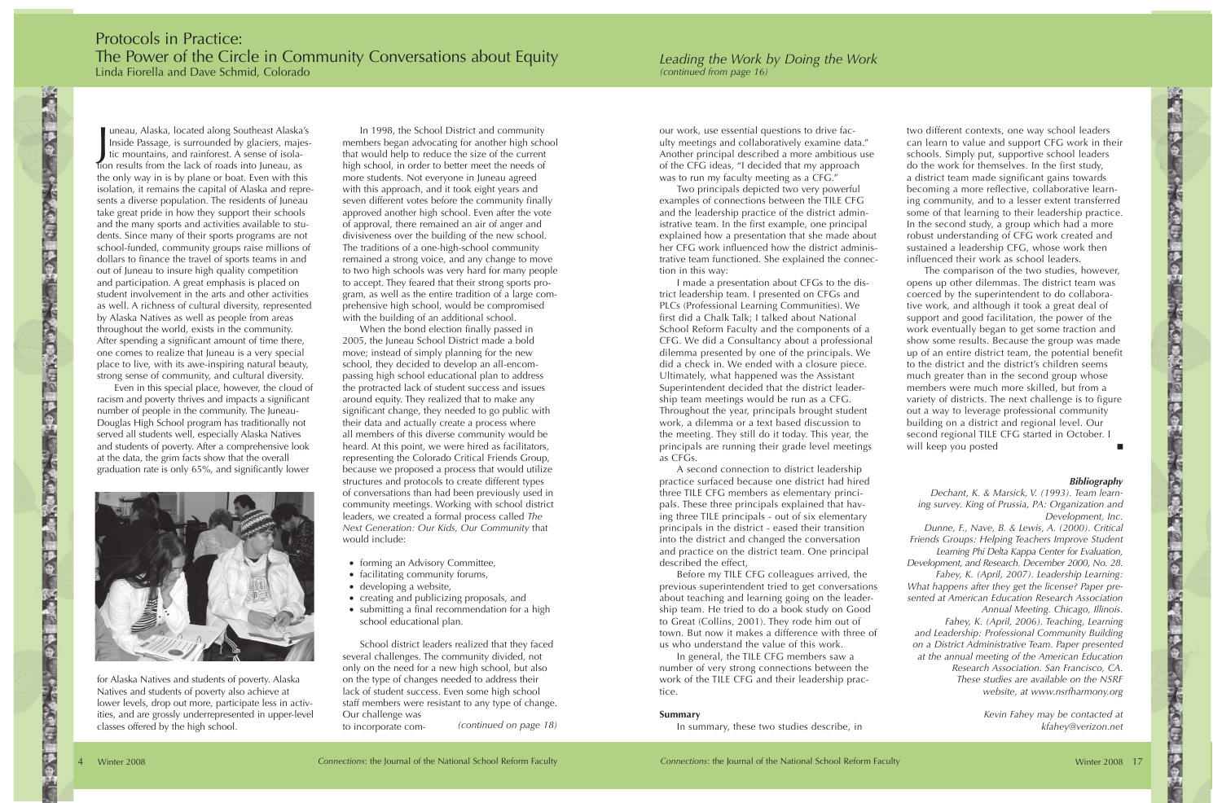# Protocols in Practice: The Power of the Circle in Community Conversations about Equity

Linda Fiorella and Dave Schmid, Colorado

Juneau, Alaska, located along Southeast Alaska's Inside Passage, is surrounded by glaciers, majestic mountains, and rainforest. A sense of isolation results from the lack of roads into Juneau, as the only way in is by plane or boat. Even with this isolation, it remains the capital of Alaska and represents a diverse population. The residents of Juneau take great pride in how they support their schools and the many sports and activities available to students. Since many of their sports programs are not school-funded, community groups raise millions of dollars to finance the travel of sports teams in and out of Juneau to insure high quality competition and participation. A great emphasis is placed on student involvement in the arts and other activities as well. A richness of cultural diversity, represented by Alaska Natives as well as people from areas throughout the world, exists in the community. After spending a significant amount of time there, one comes to realize that Juneau is a very special place to live, with its awe-inspiring natural beauty, strong sense of community, and cultural diversity.

Even in this special place, however, the cloud of racism and poverty thrives and impacts a significant number of people in the community. The Juneau-Douglas High School program has traditionally not served all students well, especially Alaska Natives and students of poverty. After a comprehensive look at the data, the grim facts show that the overall graduation rate is only 65%, and significantly lower for Alaska Natives and students of poverty. Alaska Natives and students of poverty also achieve at lower levels, drop out more, participate less in activities, and are grossly underrepresented in upper-level classes offered by the high school.

In 1998, the School District and community members began advocating for another high school that would help to reduce the size of the current high school, in order to better meet the needs of more students. Not everyone in Juneau agreed with this approach, and it took eight years and seven different votes before the community finally approved another high school. Even after the vote of approval, there remained an air of anger and divisiveness over the building of the new school. The traditions of a one-high-school community remained a strong voice, and any change to move to two high schools was very hard for many people to accept. They feared that their strong sports program, as well as the entire tradition of a large comprehensive high school, would be compromised with the building of an additional school.

When the bond election finally passed in 2005, the Juneau School District made a bold move; instead of simply planning for the new school, they decided to develop an all-encompassing high school educational plan to address the protracted lack of student success and issues around equity. They realized that to make any significant change, they needed to go public with their data and actually create a process where all members of this diverse community would be heard. At this point, we were hired as facilitators, representing the Colorado Critical Friends Group, because we proposed a process that would utilize structures and protocols to create different types of conversations than had been previously used in community meetings. Working with school district leaders, we created a formal process called *The Next Generation: Our Kids, Our Community* that would include:

- forming an Advisory Committee,
- facilitating community forums,
- developing a website,
- creating and publicizing proposals, and
- submitting a final recommendation for a high school educational plan.

School district leaders realized that they faced several challenges. The community divided, not only on the need for a new high school, but also on the type of changes needed to address their lack of student success. Even some high school staff members were resistant to any type of change. Our challenge was to incorporate com- *(continued on page 18)*

## *Leading the Work by Doing the Work*

*(continued from page 16)*

our work, use essential questions to drive faculty meetings and collaboratively examine data." Another principal described a more ambitious use of the CFG ideas, "I decided that my approach was to run my faculty meeting as a CFG."

Two principals depicted two very powerful examples of connections between the TILE CFG and the leadership practice of the district administrative team. In the first example, one principal explained how a presentation that she made about her CFG work influenced how the district administrative team functioned. She explained the connection in this way:

I made a presentation about CFGs to the district leadership team. I presented on CFGs and PLCs (Professional Learning Communities). We first did a Chalk Talk; I talked about National School Reform Faculty and the components of a CFG. We did a Consultancy about a professional dilemma presented by one of the principals. We did a check in. We ended with a closure piece. Ultimately, what happened was the Assistant Superintendent decided that the district leadership team meetings would be run as a CFG. Throughout the year, principals brought student work, a dilemma or a text based discussion to the meeting. They still do it today. This year, the principals are running their grade level meetings as CFGs.

A second connection to district leadership practice surfaced because one district had hired three TILE CFG members as elementary principals. These three principals explained that having three TILE principals - out of six elementary principals in the district - eased their transition into the district and changed the conversation and practice on the district team. One principal described the effect,

Before my TILE CFG colleagues arrived, the previous superintendent tried to get conversations about teaching and learning going on the leadership team. He tried to do a book study on Good to Great (Collins, 2001). They rode him out of town. But now it makes a difference with three of us who understand the value of this work.

In general, the TILE CFG members saw a number of very strong connections between the work of the TILE CFG and their leadership practice.

### Summary

In summary, these two studies describe, in two different contexts, one way school leaders can learn to value and support CFG work in their schools. Simply put, supportive school leaders do the work for themselves. In the first study, a district team made significant gains towards becoming a more reflective, collaborative learning community, and to a lesser extent transferred some of that learning to their leadership practice. In the second study, a group which had a more robust understanding of CFG work created and sustained a leadership CFG, whose work then influenced their work as school leaders.

The comparison of the two studies, however, opens up other dilemmas. The district team was coerced by the superintendent to do collaborative work, and although it took a great deal of support and good facilitation, the power of the work eventually began to get some traction and show some results. Because the group was made up of an entire district team, the potential benefit to the district and the district's children seems much greater than in the second group whose members were much more skilled, but from a variety of districts. The next challenge is to figure out a way to leverage professional community building on a district and regional level. Our second regional TILE CFG started in October. I will keep you posted ■

### *Bibliography*

*Dechant, K. & Marsick, V. (1993). Team learning survey. King of Prussia, PA: Organization and Development, Inc.*

*Dunne, F., Nave, B. & Lewis, A. (2000). Critical Friends Groups: Helping Teachers Improve Student Learning Phi Delta Kappa Center for Evaluation, Development, and Research. December 2000, No. 28.*

*Fahey, K. (April, 2007). Leadership Learning: What happens after they get the license? Paper presented at American Education Research Association Annual Meeting. Chicago, Illinois.*

*Fahey, K. (April, 2006). Teaching, Learning and Leadership: Professional Community Building on a District Administrative Team. Paper presented at the annual meeting of the American Education Research Association. San Francisco, CA. These studies are available on the NSRF website, at www.nsrfharmony.org*

*Kevin Fahey may be contacted at kfahey@verizon.net*